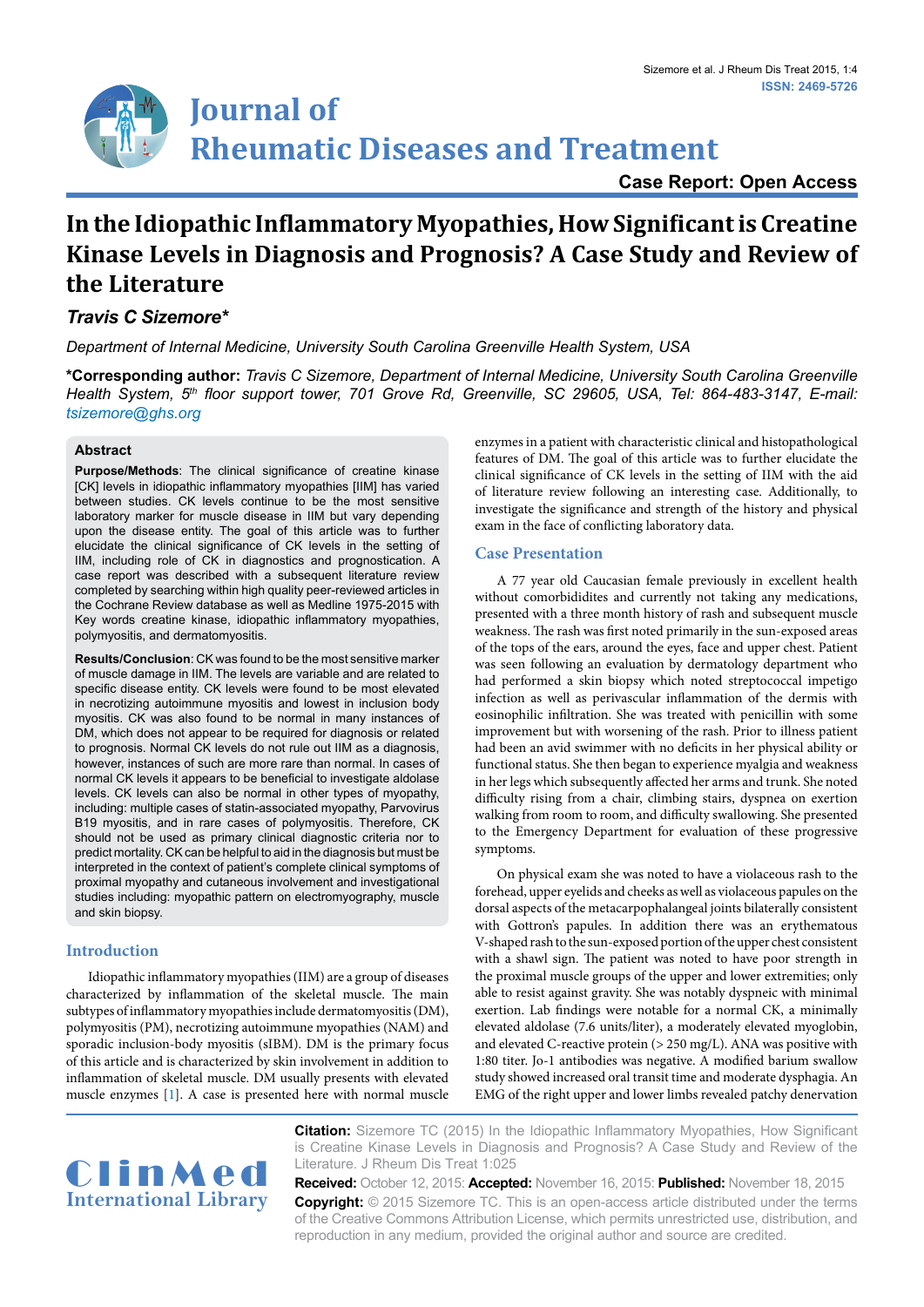Case Report: Open Access

# In the Idiopathic Inflammatory Myopathies, How Significant is Creatine Kinase Levels in Diagnosis and Prognosis? A Case Study and Review of the Literature

***Travis C Sizemore****

*Department of Internal Medicine, University South Carolina Greenville Health System, USA*

**\*Corresponding author:** *Travis C Sizemore, Department of Internal Medicine, University South Carolina Greenville Health System, 5th floor support tower, 701 Grove Rd, Greenville, SC 29605, USA, Tel: 864-483-3147, E-mail: tsizemore@ghs.org*

## Abstract

**Purpose/Methods**: The clinical significance of creatine kinase [CK] levels in idiopathic inflammatory myopathies [IIM] has varied between studies. CK levels continue to be the most sensitive laboratory marker for muscle disease in IIM but vary depending upon the disease entity. The goal of this article was to further elucidate the clinical significance of CK levels in the setting of IIM, including role of CK in diagnostics and prognostication. A case report was described with a subsequent literature review completed by searching within high quality peer-reviewed articles in the Cochrane Review database as well as Medline 1975-2015 with Key words creatine kinase, idiopathic inflammatory myopathies, polymyositis, and dermatomyositis.

**Results/Conclusion**: CK was found to be the most sensitive marker of muscle damage in IIM. The levels are variable and are related to specific disease entity. CK levels were found to be most elevated in necrotizing autoimmune myositis and lowest in inclusion body myositis. CK was also found to be normal in many instances of DM, which does not appear to be required for diagnosis or related to prognosis. Normal CK levels do not rule out IIM as a diagnosis, however, instances of such are more rare than normal. In cases of normal CK levels it appears to be beneficial to investigate aldolase levels. CK levels can also be normal in other types of myopathy, including: multiple cases of statin-associated myopathy, Parvovirus B19 myositis, and in rare cases of polymyositis. Therefore, CK should not be used as primary clinical diagnostic criteria nor to predict mortality. CK can be helpful to aid in the diagnosis but must be interpreted in the context of patient's complete clinical symptoms of proximal myopathy and cutaneous involvement and investigational studies including: myopathic pattern on electromyography, muscle and skin biopsy.

## Introduction

Idiopathic inflammatory myopathies (IIM) are a group of diseases characterized by inflammation of the skeletal muscle. The main subtypes of inflammatory myopathies include dermatomyositis (DM), polymyositis (PM), necrotizing autoimmune myopathies (NAM) and sporadic inclusion-body myositis (sIBM). DM is the primary focus of this article and is characterized by skin involvement in addition to inflammation of skeletal muscle. DM usually presents with elevated muscle enzymes [1]. A case is presented here with normal muscle enzymes in a patient with characteristic clinical and histopathological features of DM. The goal of this article was to further elucidate the clinical significance of CK levels in the setting of IIM with the aid of literature review following an interesting case. Additionally, to investigate the significance and strength of the history and physical exam in the face of conflicting laboratory data.

## Case Presentation

A 77 year old Caucasian female previously in excellent health without comorbididites and currently not taking any medications, presented with a three month history of rash and subsequent muscle weakness. The rash was first noted primarily in the sun-exposed areas of the tops of the ears, around the eyes, face and upper chest. Patient was seen following an evaluation by dermatology department who had performed a skin biopsy which noted streptococcal impetigo infection as well as perivascular inflammation of the dermis with eosinophilic infiltration. She was treated with penicillin with some improvement but with worsening of the rash. Prior to illness patient had been an avid swimmer with no deficits in her physical ability or functional status. She then began to experience myalgia and weakness in her legs which subsequently affected her arms and trunk. She noted difficulty rising from a chair, climbing stairs, dyspnea on exertion walking from room to room, and difficulty swallowing. She presented to the Emergency Department for evaluation of these progressive symptoms.

On physical exam she was noted to have a violaceous rash to the forehead, upper eyelids and cheeks as well as violaceous papules on the dorsal aspects of the metacarpophalangeal joints bilaterally consistent with Gottron's papules. In addition there was an erythematous V-shaped rash to the sun-exposed portion of the upper chest consistent with a shawl sign. The patient was noted to have poor strength in the proximal muscle groups of the upper and lower extremities; only able to resist against gravity. She was notably dyspneic with minimal exertion. Lab findings were notable for a normal CK, a minimally elevated aldolase (7.6 units/liter), a moderately elevated myoglobin, and elevated C-reactive protein (> 250 mg/L). ANA was positive with 1:80 titer. Jo-1 antibodies was negative. A modified barium swallow study showed increased oral transit time and moderate dysphagia. An EMG of the right upper and lower limbs revealed patchy denervation

**Citation:** Sizemore TC (2015) In the Idiopathic Inflammatory Myopathies, How Significant is Creatine Kinase Levels in Diagnosis and Prognosis? A Case Study and Review of the Literature. J Rheum Dis Treat 1:025

**Received:** October 12, 2015: **Accepted:** November 16, 2015: **Published:** November 18, 2015

**Copyright:** © 2015 Sizemore TC. This is an open-access article distributed under the terms of the Creative Commons Attribution License, which permits unrestricted use, distribution, and reproduction in any medium, provided the original author and source are credited.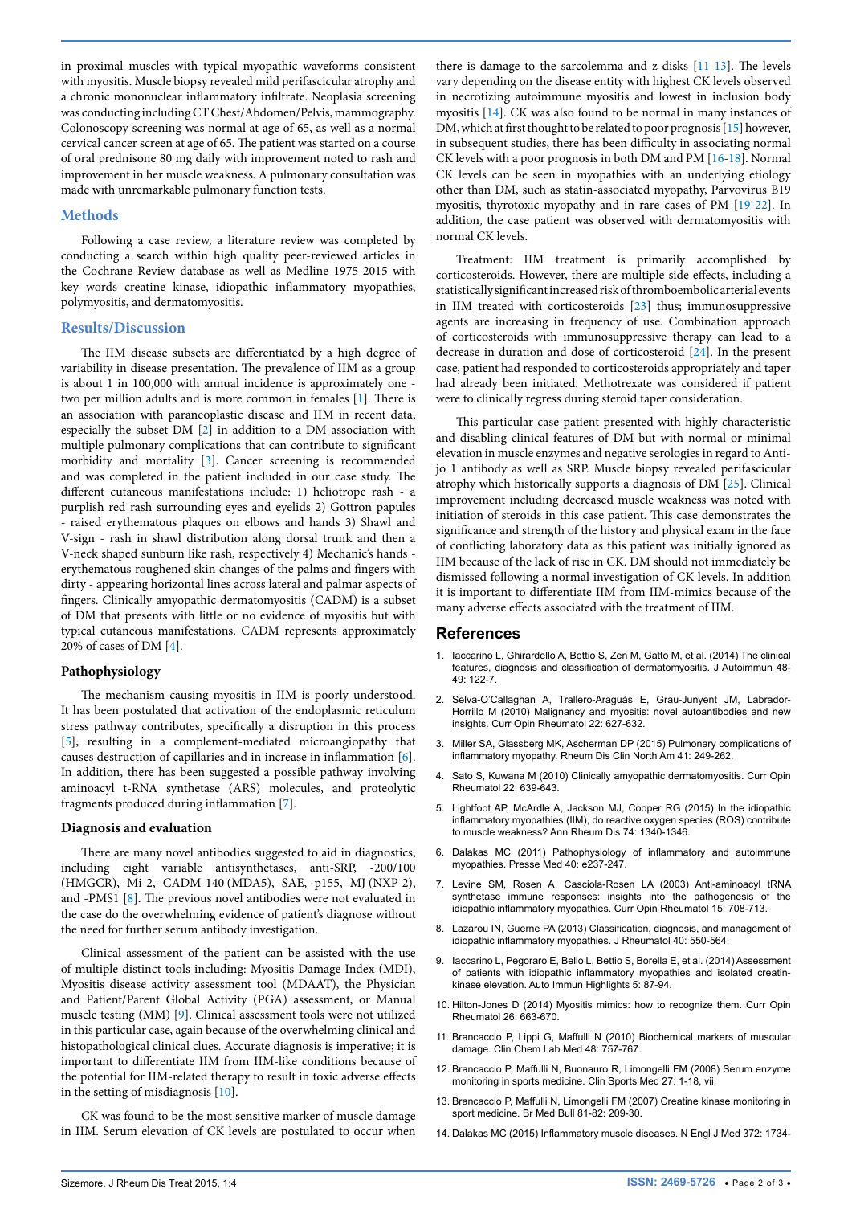in proximal muscles with typical myopathic waveforms consistent with myositis. Muscle biopsy revealed mild perifascicular atrophy and a chronic mononuclear inflammatory infiltrate. Neoplasia screening was conducting including CT Chest/Abdomen/Pelvis, mammography. Colonoscopy screening was normal at age of 65, as well as a normal cervical cancer screen at age of 65. The patient was started on a course of oral prednisone 80 mg daily with improvement noted to rash and improvement in her muscle weakness. A pulmonary consultation was made with unremarkable pulmonary function tests.

## Methods

Following a case review, a literature review was completed by conducting a search within high quality peer-reviewed articles in the Cochrane Review database as well as Medline 1975-2015 with key words creatine kinase, idiopathic inflammatory myopathies, polymyositis, and dermatomyositis.

## Results/Discussion

The IIM disease subsets are differentiated by a high degree of variability in disease presentation. The prevalence of IIM as a group is about 1 in 100,000 with annual incidence is approximately one - two per million adults and is more common in females [1]. There is an association with paraneoplastic disease and IIM in recent data, especially the subset DM [2] in addition to a DM-association with multiple pulmonary complications that can contribute to significant morbidity and mortality [3]. Cancer screening is recommended and was completed in the patient included in our case study. The different cutaneous manifestations include: 1) heliotrope rash - a purplish red rash surrounding eyes and eyelids 2) Gottron papules - raised erythematous plaques on elbows and hands 3) Shawl and V-sign - rash in shawl distribution along dorsal trunk and then a V-neck shaped sunburn like rash, respectively 4) Mechanic's hands - erythematous roughened skin changes of the palms and fingers with dirty - appearing horizontal lines across lateral and palmar aspects of fingers. Clinically amyopathic dermatomyositis (CADM) is a subset of DM that presents with little or no evidence of myositis but with typical cutaneous manifestations. CADM represents approximately 20% of cases of DM [4].

### Pathophysiology

The mechanism causing myositis in IIM is poorly understood. It has been postulated that activation of the endoplasmic reticulum stress pathway contributes, specifically a disruption in this process [5], resulting in a complement-mediated microangiopathy that causes destruction of capillaries and in increase in inflammation [6]. In addition, there has been suggested a possible pathway involving aminoacyl t-RNA synthetase (ARS) molecules, and proteolytic fragments produced during inflammation [7].

### Diagnosis and evaluation

There are many novel antibodies suggested to aid in diagnostics, including eight variable antisynthetases, anti-SRP, -200/100 (HMGCR), -Mi-2, -CADM-140 (MDA5), -SAE, -p155, -MJ (NXP-2), and -PMS1 [8]. The previous novel antibodies were not evaluated in the case do the overwhelming evidence of patient's diagnose without the need for further serum antibody investigation.

Clinical assessment of the patient can be assisted with the use of multiple distinct tools including: Myositis Damage Index (MDI), Myositis disease activity assessment tool (MDAAT), the Physician and Patient/Parent Global Activity (PGA) assessment, or Manual muscle testing (MM) [9]. Clinical assessment tools were not utilized in this particular case, again because of the overwhelming clinical and histopathological clinical clues. Accurate diagnosis is imperative; it is important to differentiate IIM from IIM-like conditions because of the potential for IIM-related therapy to result in toxic adverse effects in the setting of misdiagnosis [10].

CK was found to be the most sensitive marker of muscle damage in IIM. Serum elevation of CK levels are postulated to occur when there is damage to the sarcolemma and z-disks [11-13]. The levels vary depending on the disease entity with highest CK levels observed in necrotizing autoimmune myositis and lowest in inclusion body myositis [14]. CK was also found to be normal in many instances of DM, which at first thought to be related to poor prognosis [15] however, in subsequent studies, there has been difficulty in associating normal CK levels with a poor prognosis in both DM and PM [16-18]. Normal CK levels can be seen in myopathies with an underlying etiology other than DM, such as statin-associated myopathy, Parvovirus B19 myositis, thyrotoxic myopathy and in rare cases of PM [19-22]. In addition, the case patient was observed with dermatomyositis with normal CK levels.

Treatment: IIM treatment is primarily accomplished by corticosteroids. However, there are multiple side effects, including a statistically significant increased risk of thromboembolic arterial events in IIM treated with corticosteroids [23] thus; immunosuppressive agents are increasing in frequency of use. Combination approach of corticosteroids with immunosuppressive therapy can lead to a decrease in duration and dose of corticosteroid [24]. In the present case, patient had responded to corticosteroids appropriately and taper had already been initiated. Methotrexate was considered if patient were to clinically regress during steroid taper consideration.

This particular case patient presented with highly characteristic and disabling clinical features of DM but with normal or minimal elevation in muscle enzymes and negative serologies in regard to Anti-jo 1 antibody as well as SRP. Muscle biopsy revealed perifascicular atrophy which historically supports a diagnosis of DM [25]. Clinical improvement including decreased muscle weakness was noted with initiation of steroids in this case patient. This case demonstrates the significance and strength of the history and physical exam in the face of conflicting laboratory data as this patient was initially ignored as IIM because of the lack of rise in CK. DM should not immediately be dismissed following a normal investigation of CK levels. In addition it is important to differentiate IIM from IIM-mimics because of the many adverse effects associated with the treatment of IIM.

## References

1. Iaccarino L, Ghirardello A, Bettio S, Zen M, Gatto M, et al. (2014) The clinical features, diagnosis and classification of dermatomyositis. J Autoimmun 48-49: 122-7.
2. Selva-O'Callaghan A, Trallero-Araguás E, Grau-Junyent JM, Labrador-Horrillo M (2010) Malignancy and myositis: novel autoantibodies and new insights. Curr Opin Rheumatol 22: 627-632.
3. Miller SA, Glassberg MK, Ascherman DP (2015) Pulmonary complications of inflammatory myopathy. Rheum Dis Clin North Am 41: 249-262.
4. Sato S, Kuwana M (2010) Clinically amyopathic dermatomyositis. Curr Opin Rheumatol 22: 639-643.
5. Lightfoot AP, McArdle A, Jackson MJ, Cooper RG (2015) In the idiopathic inflammatory myopathies (IIM), do reactive oxygen species (ROS) contribute to muscle weakness? Ann Rheum Dis 74: 1340-1346.
6. Dalakas MC (2011) Pathophysiology of inflammatory and autoimmune myopathies. Presse Med 40: e237-247.
7. Levine SM, Rosen A, Casciola-Rosen LA (2003) Anti-aminoacyl tRNA synthetase immune responses: insights into the pathogenesis of the idiopathic inflammatory myopathies. Curr Opin Rheumatol 15: 708-713.
8. Lazarou IN, Guerne PA (2013) Classification, diagnosis, and management of idiopathic inflammatory myopathies. J Rheumatol 40: 550-564.
9. Iaccarino L, Pegoraro E, Bello L, Bettio S, Borella E, et al. (2014) Assessment of patients with idiopathic inflammatory myopathies and isolated creatin-kinase elevation. Auto Immun Highlights 5: 87-94.
10. Hilton-Jones D (2014) Myositis mimics: how to recognize them. Curr Opin Rheumatol 26: 663-670.
11. Brancaccio P, Lippi G, Maffulli N (2010) Biochemical markers of muscular damage. Clin Chem Lab Med 48: 757-767.
12. Brancaccio P, Maffulli N, Buonauro R, Limongelli FM (2008) Serum enzyme monitoring in sports medicine. Clin Sports Med 27: 1-18, vii.
13. Brancaccio P, Maffulli N, Limongelli FM (2007) Creatine kinase monitoring in sport medicine. Br Med Bull 81-82: 209-30.
14. Dalakas MC (2015) Inflammatory muscle diseases. N Engl J Med 372: 1734-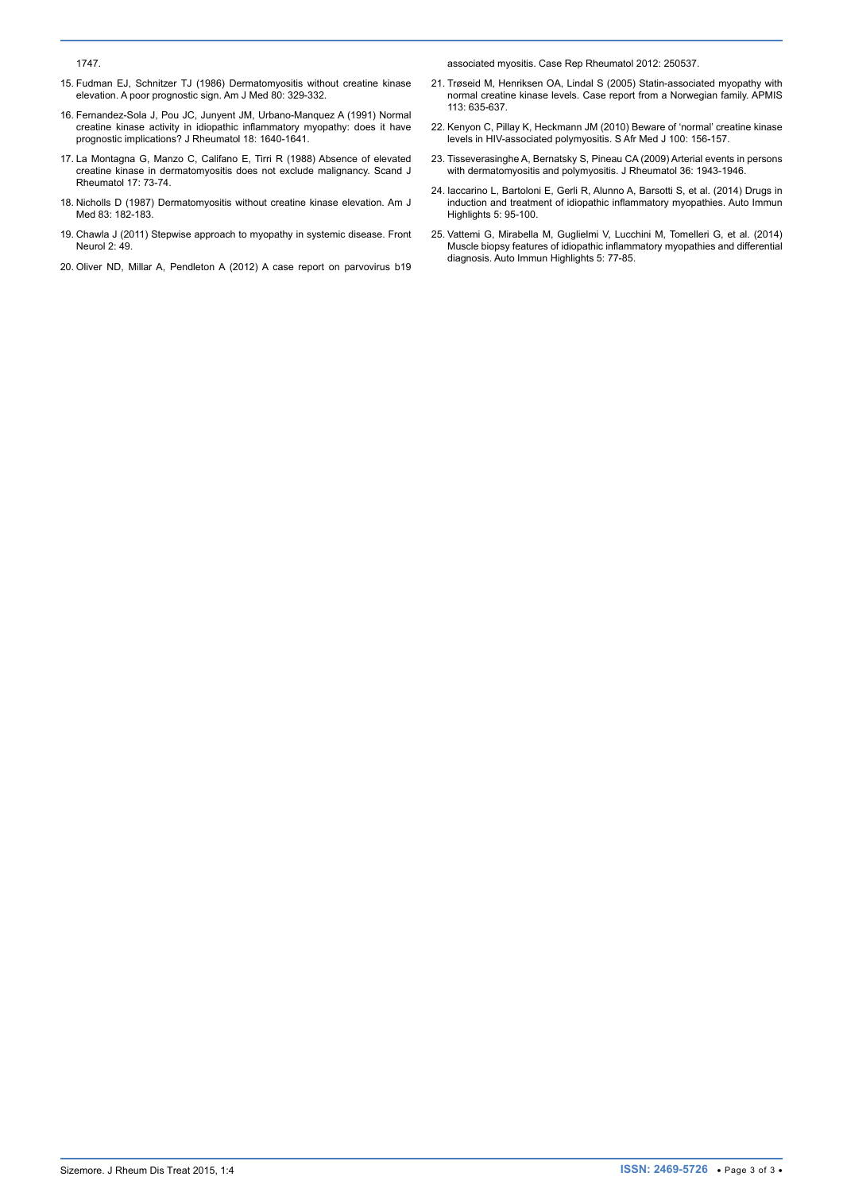1747.

15. Fudman EJ, Schnitzer TJ (1986) Dermatomyositis without creatine kinase elevation. A poor prognostic sign. Am J Med 80: 329-332.
16. Fernandez-Sola J, Pou JC, Junyent JM, Urbano-Manquez A (1991) Normal creatine kinase activity in idiopathic inflammatory myopathy: does it have prognostic implications? J Rheumatol 18: 1640-1641.
17. La Montagna G, Manzo C, Califano E, Tirri R (1988) Absence of elevated creatine kinase in dermatomyositis does not exclude malignancy. Scand J Rheumatol 17: 73-74.
18. Nicholls D (1987) Dermatomyositis without creatine kinase elevation. Am J Med 83: 182-183.
19. Chawla J (2011) Stepwise approach to myopathy in systemic disease. Front Neurol 2: 49.
20. Oliver ND, Millar A, Pendleton A (2012) A case report on parvovirus b19 associated myositis. Case Rep Rheumatol 2012: 250537.
21. Trøseid M, Henriksen OA, Lindal S (2005) Statin-associated myopathy with normal creatine kinase levels. Case report from a Norwegian family. APMIS 113: 635-637.
22. Kenyon C, Pillay K, Heckmann JM (2010) Beware of 'normal' creatine kinase levels in HIV-associated polymyositis. S Afr Med J 100: 156-157.
23. Tisseverasinghe A, Bernatsky S, Pineau CA (2009) Arterial events in persons with dermatomyositis and polymyositis. J Rheumatol 36: 1943-1946.
24. Iaccarino L, Bartoloni E, Gerli R, Alunno A, Barsotti S, et al. (2014) Drugs in induction and treatment of idiopathic inflammatory myopathies. Auto Immun Highlights 5: 95-100.
25. Vattemi G, Mirabella M, Guglielmi V, Lucchini M, Tomelleri G, et al. (2014) Muscle biopsy features of idiopathic inflammatory myopathies and differential diagnosis. Auto Immun Highlights 5: 77-85.